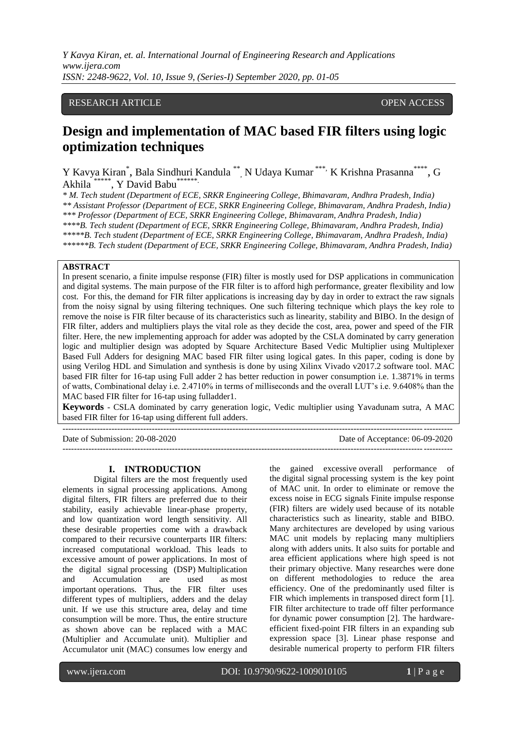RESEARCH ARTICLE OPEN ACCESS

# Design and implementation of MAC based FIR filters using logic optimization techniques

Y Kavya Kiran*, Bala Sindhuri Kandula**, N Udaya Kumar***, K Krishna Prasanna****, G Akhila*****, Y David Babu******.

\* M. Tech student (Department of ECE, SRKR Engineering College, Bhimavaram, Andhra Pradesh, India)
\*\* Assistant Professor (Department of ECE, SRKR Engineering College, Bhimavaram, Andhra Pradesh, India)
\*\*\* Professor (Department of ECE, SRKR Engineering College, Bhimavaram, Andhra Pradesh, India)
\*\*\*\*B. Tech student (Department of ECE, SRKR Engineering College, Bhimavaram, Andhra Pradesh, India)
\*\*\*\*\*B. Tech student (Department of ECE, SRKR Engineering College, Bhimavaram, Andhra Pradesh, India)
\*\*\*\*\*\*B. Tech student (Department of ECE, SRKR Engineering College, Bhimavaram, Andhra Pradesh, India)

## ABSTRACT

In present scenario, a finite impulse response (FIR) filter is mostly used for DSP applications in communication and digital systems. The main purpose of the FIR filter is to afford high performance, greater flexibility and low cost. For this, the demand for FIR filter applications is increasing day by day in order to extract the raw signals from the noisy signal by using filtering techniques. One such filtering technique which plays the key role to remove the noise is FIR filter because of its characteristics such as linearity, stability and BIBO. In the design of FIR filter, adders and multipliers plays the vital role as they decide the cost, area, power and speed of the FIR filter. Here, the new implementing approach for adder was adopted by the CSLA dominated by carry generation logic and multiplier design was adopted by Square Architecture Based Vedic Multiplier using Multiplexer Based Full Adders for designing MAC based FIR filter using logical gates. In this paper, coding is done by using Verilog HDL and Simulation and synthesis is done by using Xilinx Vivado v2017.2 software tool. MAC based FIR filter for 16-tap using Full adder 2 has better reduction in power consumption i.e. 1.3871% in terms of watts, Combinational delay i.e. 2.4710% in terms of milliseconds and the overall LUT's i.e. 9.6408% than the MAC based FIR filter for 16-tap using fulladder1.

**Keywords** - CSLA dominated by carry generation logic, Vedic multiplier using Yavadunam sutra, A MAC based FIR filter for 16-tap using different full adders.

Date of Submission: 20-08-2020 Date of Acceptance: 06-09-2020

## I. INTRODUCTION

Digital filters are the most frequently used elements in signal processing applications. Among digital filters, FIR filters are preferred due to their stability, easily achievable linear-phase property, and low quantization word length sensitivity. All these desirable properties come with a drawback compared to their recursive counterparts IIR filters: increased computational workload. This leads to excessive amount of power applications. In most of the digital signal processing (DSP) Multiplication and Accumulation are used as most important operations. Thus, the FIR filter uses different types of multipliers, adders and the delay unit. If we use this structure area, delay and time consumption will be more. Thus, the entire structure as shown above can be replaced with a MAC (Multiplier and Accumulate unit). Multiplier and Accumulator unit (MAC) consumes low energy and the gained excessive overall performance of the digital signal processing system is the key point of MAC unit. In order to eliminate or remove the excess noise in ECG signals Finite impulse response (FIR) filters are widely used because of its notable characteristics such as linearity, stable and BIBO. Many architectures are developed by using various MAC unit models by replacing many multipliers along with adders units. It also suits for portable and area efficient applications where high speed is not their primary objective. Many researches were done on different methodologies to reduce the area efficiency. One of the predominantly used filter is FIR which implements in transposed direct form [1]. FIR filter architecture to trade off filter performance for dynamic power consumption [2]. The hardware-efficient fixed-point FIR filters in an expanding sub expression space [3]. Linear phase response and desirable numerical property to perform FIR filters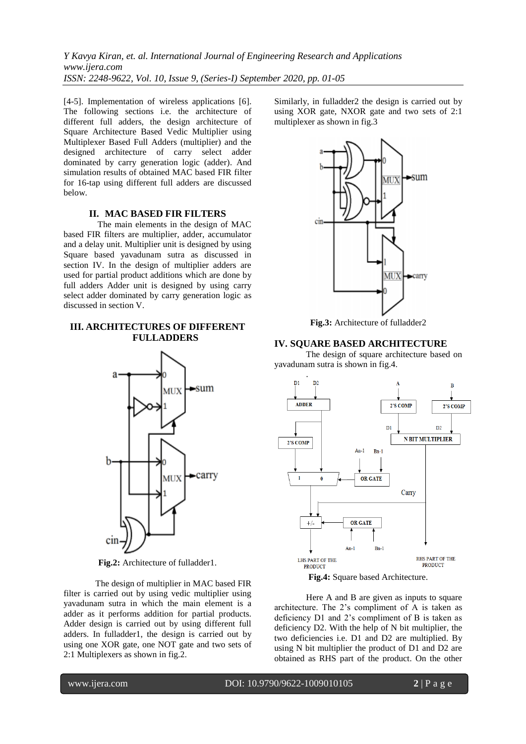[4-5]. Implementation of wireless applications [6]. The following sections i.e. the architecture of different full adders, the design architecture of Square Architecture Based Vedic Multiplier using Multiplexer Based Full Adders (multiplier) and the designed architecture of carry select adder dominated by carry generation logic (adder). And simulation results of obtained MAC based FIR filter for 16-tap using different full adders are discussed below.

## II. MAC BASED FIR FILTERS

The main elements in the design of MAC based FIR filters are multiplier, adder, accumulator and a delay unit. Multiplier unit is designed by using Square based yavadunam sutra as discussed in section IV. In the design of multiplier adders are used for partial product additions which are done by full adders Adder unit is designed by using carry select adder dominated by carry generation logic as discussed in section V.

## III. ARCHITECTURES OF DIFFERENT FULLADDERS

**Fig.2:** Architecture of fulladder1.

The design of multiplier in MAC based FIR filter is carried out by using vedic multiplier using yavadunam sutra in which the main element is a adder as it performs addition for partial products. Adder design is carried out by using different full adders. In fulladder1, the design is carried out by using one XOR gate, one NOT gate and two sets of 2:1 Multiplexers as shown in fig.2.

Similarly, in fulladder2 the design is carried out by using XOR gate, NXOR gate and two sets of 2:1 multiplexer as shown in fig.3

**Fig.3:** Architecture of fulladder2

## IV. SQUARE BASED ARCHITECTURE

The design of square architecture based on yavadunam sutra is shown in fig.4.

**Fig.4:** Square based Architecture.

Here A and B are given as inputs to square architecture. The 2's compliment of A is taken as deficiency D1 and 2's compliment of B is taken as deficiency D2. With the help of N bit multiplier, the two deficiencies i.e. D1 and D2 are multiplied. By using N bit multiplier the product of D1 and D2 are obtained as RHS part of the product. On the other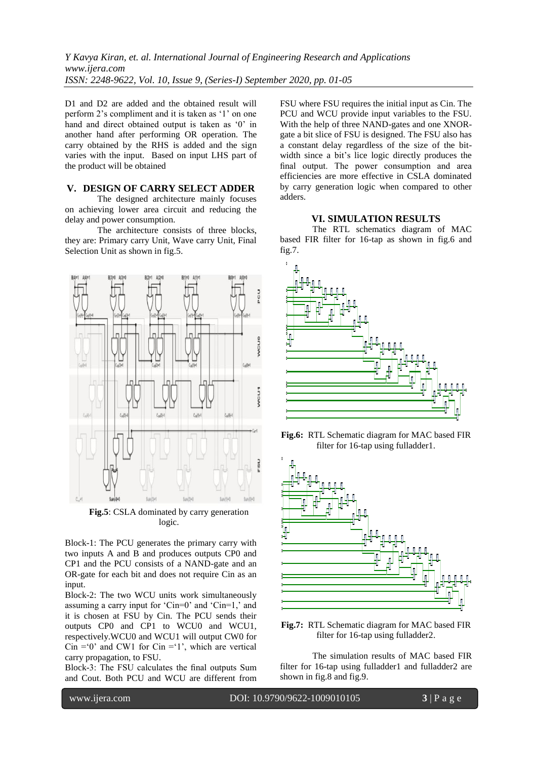D1 and D2 are added and the obtained result will perform 2's compliment and it is taken as '1' on one hand and direct obtained output is taken as '0' in another hand after performing OR operation. The carry obtained by the RHS is added and the sign varies with the input. Based on input LHS part of the product will be obtained

## V. DESIGN OF CARRY SELECT ADDER

The designed architecture mainly focuses on achieving lower area circuit and reducing the delay and power consumption.

The architecture consists of three blocks, they are: Primary carry Unit, Wave carry Unit, Final Selection Unit as shown in fig.5.

**Fig.5**: CSLA dominated by carry generation logic.

Block-1: The PCU generates the primary carry with two inputs A and B and produces outputs CP0 and CP1 and the PCU consists of a NAND-gate and an OR-gate for each bit and does not require Cin as an input.

Block-2: The two WCU units work simultaneously assuming a carry input for 'Cin=0' and 'Cin=1,' and it is chosen at FSU by Cin. The PCU sends their outputs CP0 and CP1 to WCU0 and WCU1, respectively.WCU0 and WCU1 will output CW0 for Cin ='0' and CW1 for Cin ='1', which are vertical carry propagation, to FSU.

Block-3: The FSU calculates the final outputs Sum and Cout. Both PCU and WCU are different from FSU where FSU requires the initial input as Cin. The PCU and WCU provide input variables to the FSU. With the help of three NAND-gates and one XNOR-gate a bit slice of FSU is designed. The FSU also has a constant delay regardless of the size of the bit-width since a bit's lice logic directly produces the final output. The power consumption and area efficiencies are more effective in CSLA dominated by carry generation logic when compared to other adders.

## VI. SIMULATION RESULTS

The RTL schematics diagram of MAC based FIR filter for 16-tap as shown in fig.6 and fig.7.

**Fig.6:** RTL Schematic diagram for MAC based FIR filter for 16-tap using fulladder1.

**Fig.7:** RTL Schematic diagram for MAC based FIR filter for 16-tap using fulladder2.

The simulation results of MAC based FIR filter for 16-tap using fulladder1 and fulladder2 are shown in fig.8 and fig.9.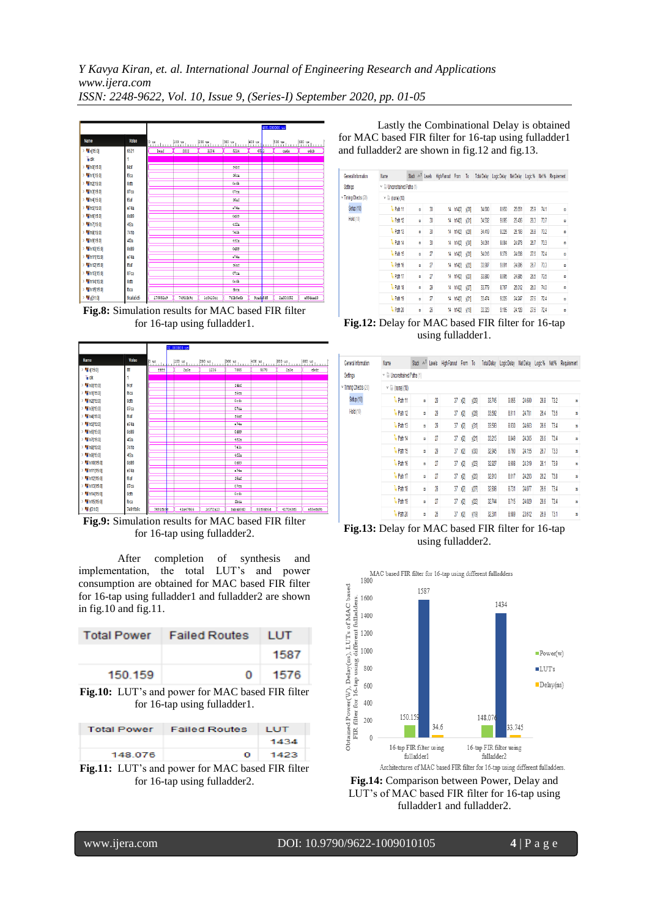Fig.8: Simulation results for MAC based FIR filter for 16-tap using fulladder1.

Fig.9: Simulation results for MAC based FIR filter for 16-tap using fulladder2.

After completion of synthesis and implementation, the total LUT's and power consumption are obtained for MAC based FIR filter for 16-tap using fulladder1 and fulladder2 are shown in fig.10 and fig.11.

| Total Power | Failed Routes | LUT |
|---|---|---|
| | | 1587 |
| 150.159 | 0 | 1576 |

Fig.10: LUT's and power for MAC based FIR filter for 16-tap using fulladder1.

| Total Power | Failed Routes | LUT |
|---|---|---|
| | | 1434 |
| 148.076 | 0 | 1423 |

Fig.11: LUT's and power for MAC based FIR filter for 16-tap using fulladder2.

Lastly the Combinational Delay is obtained for MAC based FIR filter for 16-tap using fulladder1 and fulladder2 are shown in fig.12 and fig.13.

Fig.12: Delay for MAC based FIR filter for 16-tap using fulladder1.

Fig.13: Delay for MAC based FIR filter for 16-tap using fulladder2.

Fig.14: Comparison between Power, Delay and LUT's of MAC based FIR filter for 16-tap using fulladder1 and fulladder2.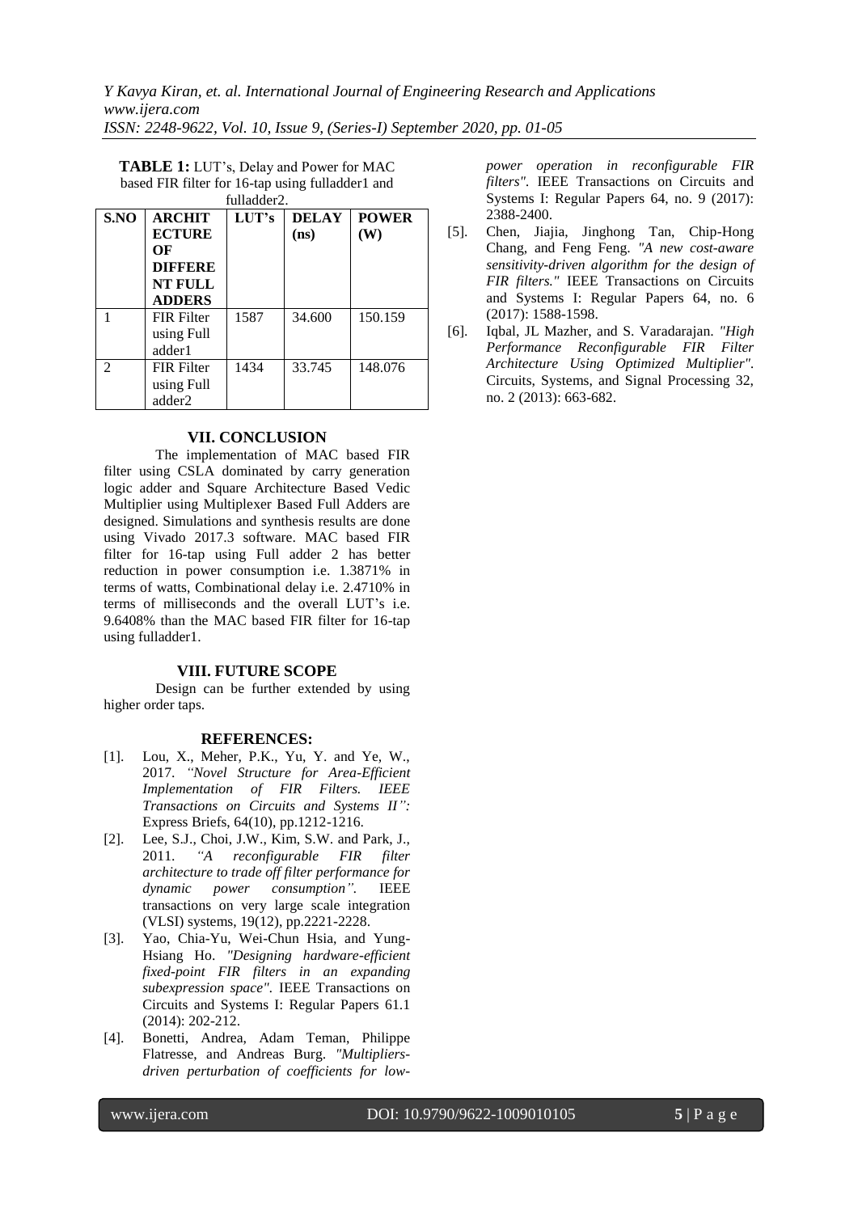**TABLE 1:** LUT's, Delay and Power for MAC based FIR filter for 16-tap using fulladder1 and fulladder2.

| S.NO | ARCHITECTURE OF DIFFERENT FULL ADDERS | LUT's | DELAY (ns) | POWER (W) |
|---|---|---|---|---|
| 1 | FIR Filter using Full adder1 | 1587 | 34.600 | 150.159 |
| 2 | FIR Filter using Full adder2 | 1434 | 33.745 | 148.076 |

## VII. CONCLUSION

The implementation of MAC based FIR filter using CSLA dominated by carry generation logic adder and Square Architecture Based Vedic Multiplier using Multiplexer Based Full Adders are designed. Simulations and synthesis results are done using Vivado 2017.3 software. MAC based FIR filter for 16-tap using Full adder 2 has better reduction in power consumption i.e. 1.3871% in terms of watts, Combinational delay i.e. 2.4710% in terms of milliseconds and the overall LUT's i.e. 9.6408% than the MAC based FIR filter for 16-tap using fulladder1.

## VIII. FUTURE SCOPE

Design can be further extended by using higher order taps.

## REFERENCES:

[1]. Lou, X., Meher, P.K., Yu, Y. and Ye, W., 2017. *"Novel Structure for Area-Efficient Implementation of FIR Filters. IEEE Transactions on Circuits and Systems II":* Express Briefs, 64(10), pp.1212-1216.

[2]. Lee, S.J., Choi, J.W., Kim, S.W. and Park, J., 2011. *"A reconfigurable FIR filter architecture to trade off filter performance for dynamic power consumption".* IEEE transactions on very large scale integration (VLSI) systems, 19(12), pp.2221-2228.

[3]. Yao, Chia-Yu, Wei-Chun Hsia, and Yung-Hsiang Ho. *"Designing hardware-efficient fixed-point FIR filters in an expanding subexpression space".* IEEE Transactions on Circuits and Systems I: Regular Papers 61.1 (2014): 202-212.

[4]. Bonetti, Andrea, Adam Teman, Philippe Flatresse, and Andreas Burg. *"Multipliers-driven perturbation of coefficients for low-power operation in reconfigurable FIR filters".* IEEE Transactions on Circuits and Systems I: Regular Papers 64, no. 9 (2017): 2388-2400.

[5]. Chen, Jiajia, Jinghong Tan, Chip-Hong Chang, and Feng Feng. *"A new cost-aware sensitivity-driven algorithm for the design of FIR filters."* IEEE Transactions on Circuits and Systems I: Regular Papers 64, no. 6 (2017): 1588-1598.

[6]. Iqbal, JL Mazher, and S. Varadarajan. *"High Performance Reconfigurable FIR Filter Architecture Using Optimized Multiplier".* Circuits, Systems, and Signal Processing 32, no. 2 (2013): 663-682.